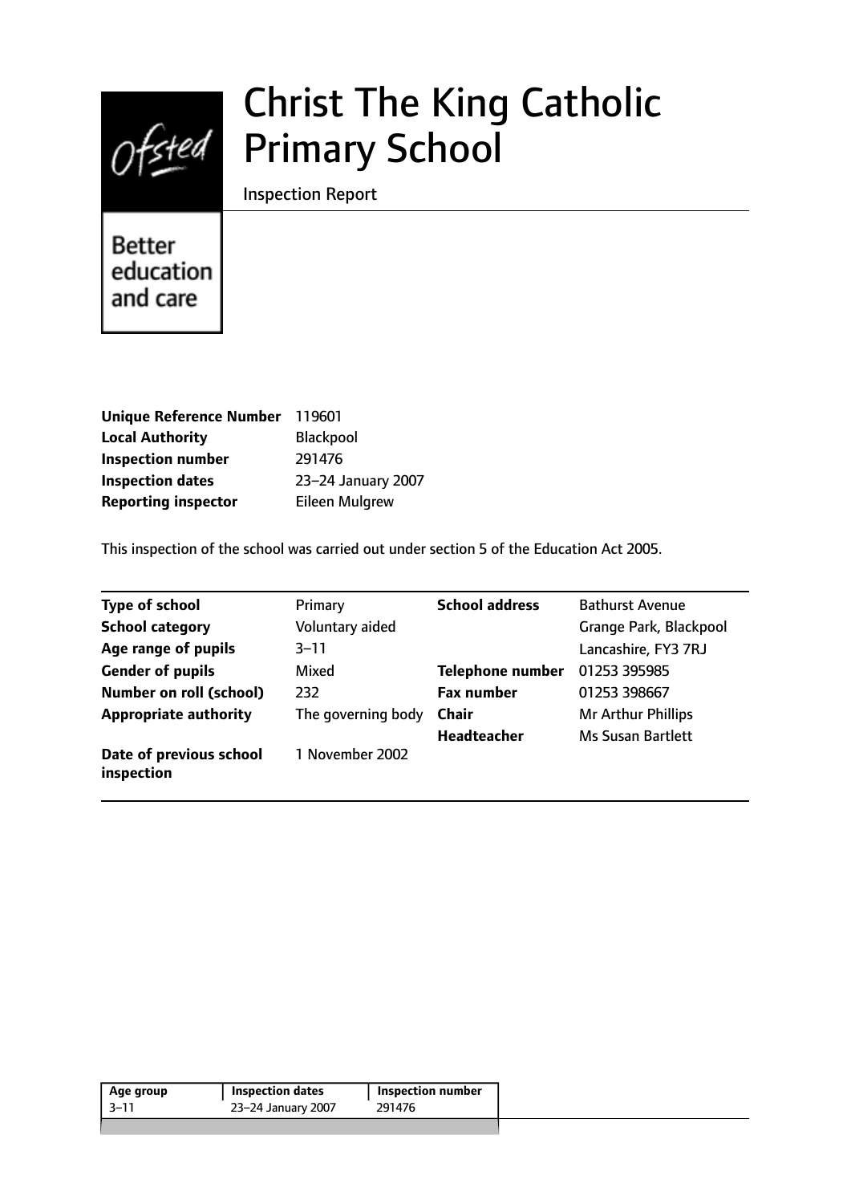# Christ The King Catholic Primary School

Inspection Report

Better education and care

| | |
|---|---|
| **Unique Reference Number** | 119601 |
| **Local Authority** | Blackpool |
| **Inspection number** | 291476 |
| **Inspection dates** | 23–24 January 2007 |
| **Reporting inspector** | Eileen Mulgrew |

This inspection of the school was carried out under section 5 of the Education Act 2005.

| | | | |
|---|---|---|---|
| **Type of school** | Primary | **School address** | Bathurst Avenue |
| **School category** | Voluntary aided | | Grange Park, Blackpool |
| **Age range of pupils** | 3–11 | | Lancashire, FY3 7RJ |
| **Gender of pupils** | Mixed | **Telephone number** | 01253 395985 |
| **Number on roll (school)** | 232 | **Fax number** | 01253 398667 |
| **Appropriate authority** | The governing body | **Chair** | Mr Arthur Phillips |
| | | **Headteacher** | Ms Susan Bartlett |
| **Date of previous school inspection** | 1 November 2002 | | |

| Age group | Inspection dates | Inspection number |
|---|---|---|
| 3–11 | 23–24 January 2007 | 291476 |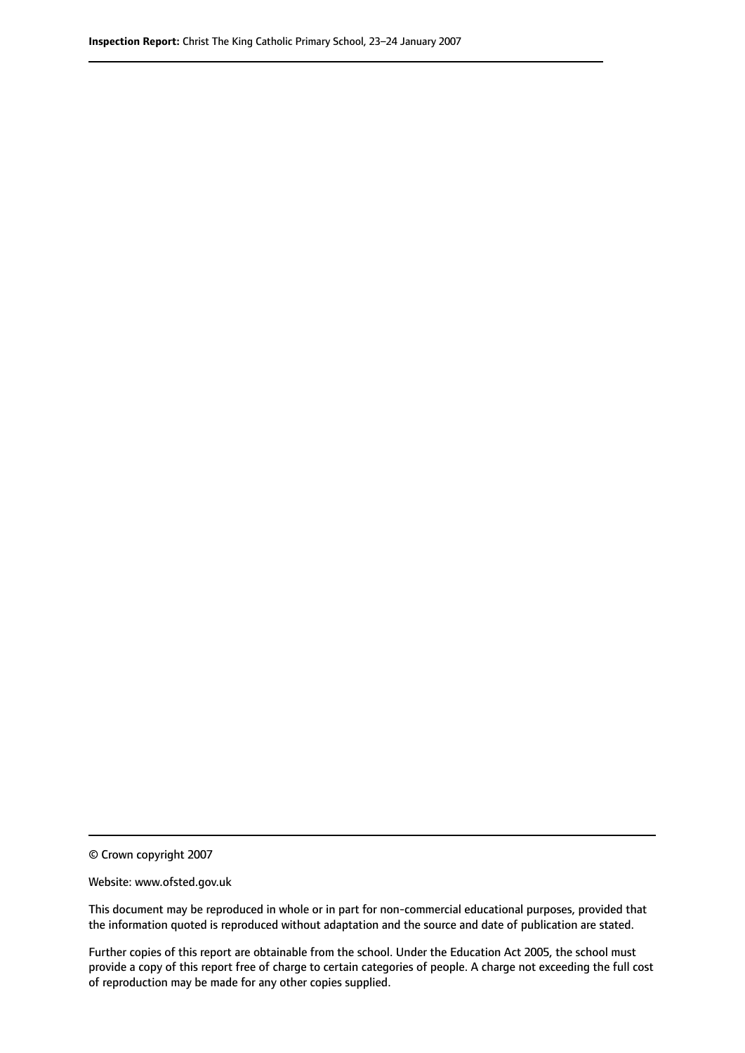© Crown copyright 2007

Website: www.ofsted.gov.uk

This document may be reproduced in whole or in part for non-commercial educational purposes, provided that the information quoted is reproduced without adaptation and the source and date of publication are stated.

Further copies of this report are obtainable from the school. Under the Education Act 2005, the school must provide a copy of this report free of charge to certain categories of people. A charge not exceeding the full cost of reproduction may be made for any other copies supplied.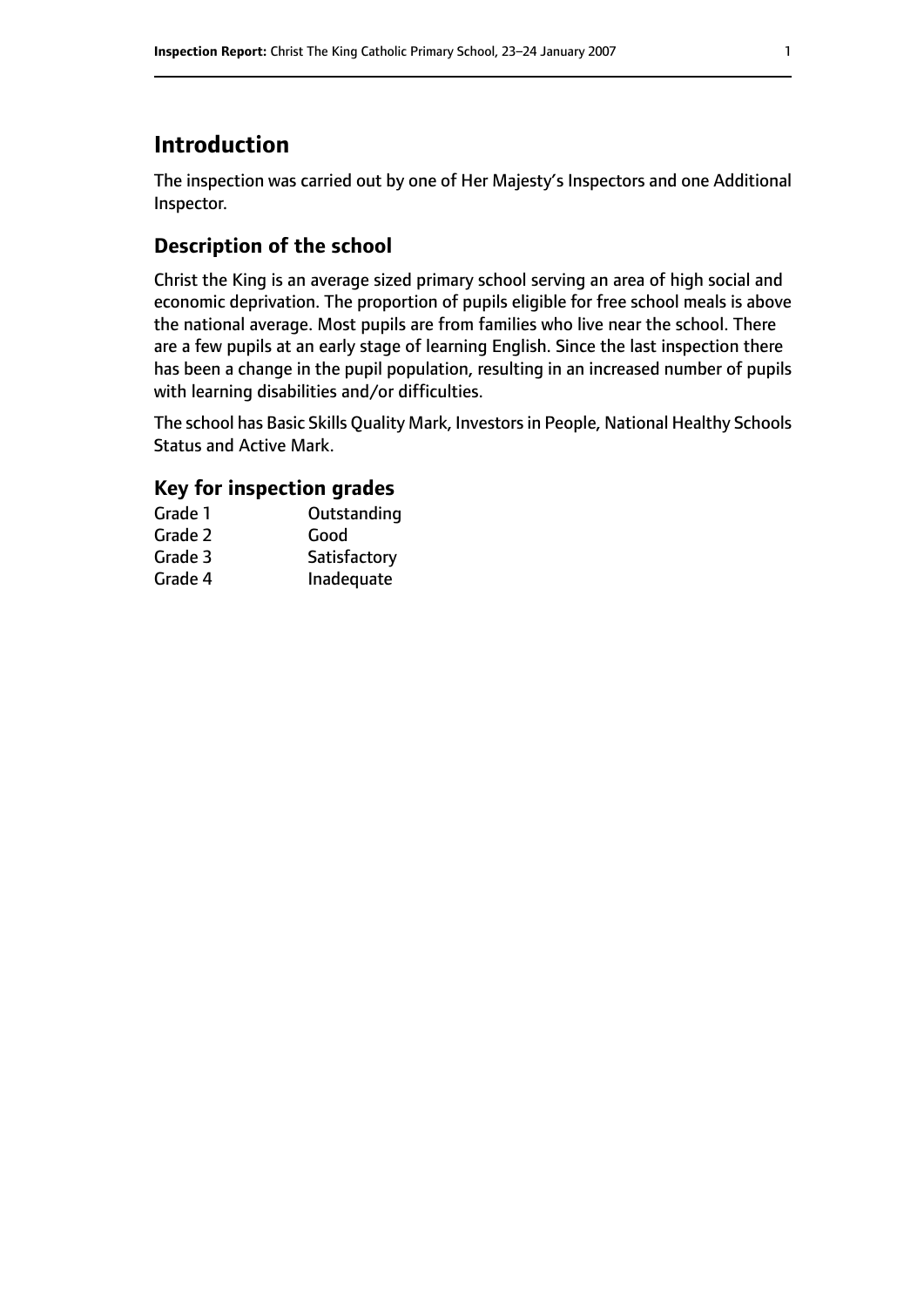## Introduction

The inspection was carried out by one of Her Majesty's Inspectors and one Additional Inspector.

### Description of the school

Christ the King is an average sized primary school serving an area of high social and economic deprivation. The proportion of pupils eligible for free school meals is above the national average. Most pupils are from families who live near the school. There are a few pupils at an early stage of learning English. Since the last inspection there has been a change in the pupil population, resulting in an increased number of pupils with learning disabilities and/or difficulties.

The school has Basic Skills Quality Mark, Investors in People, National Healthy Schools Status and Active Mark.

### Key for inspection grades

| | |
|---|---|
| Grade 1 | Outstanding |
| Grade 2 | Good |
| Grade 3 | Satisfactory |
| Grade 4 | Inadequate |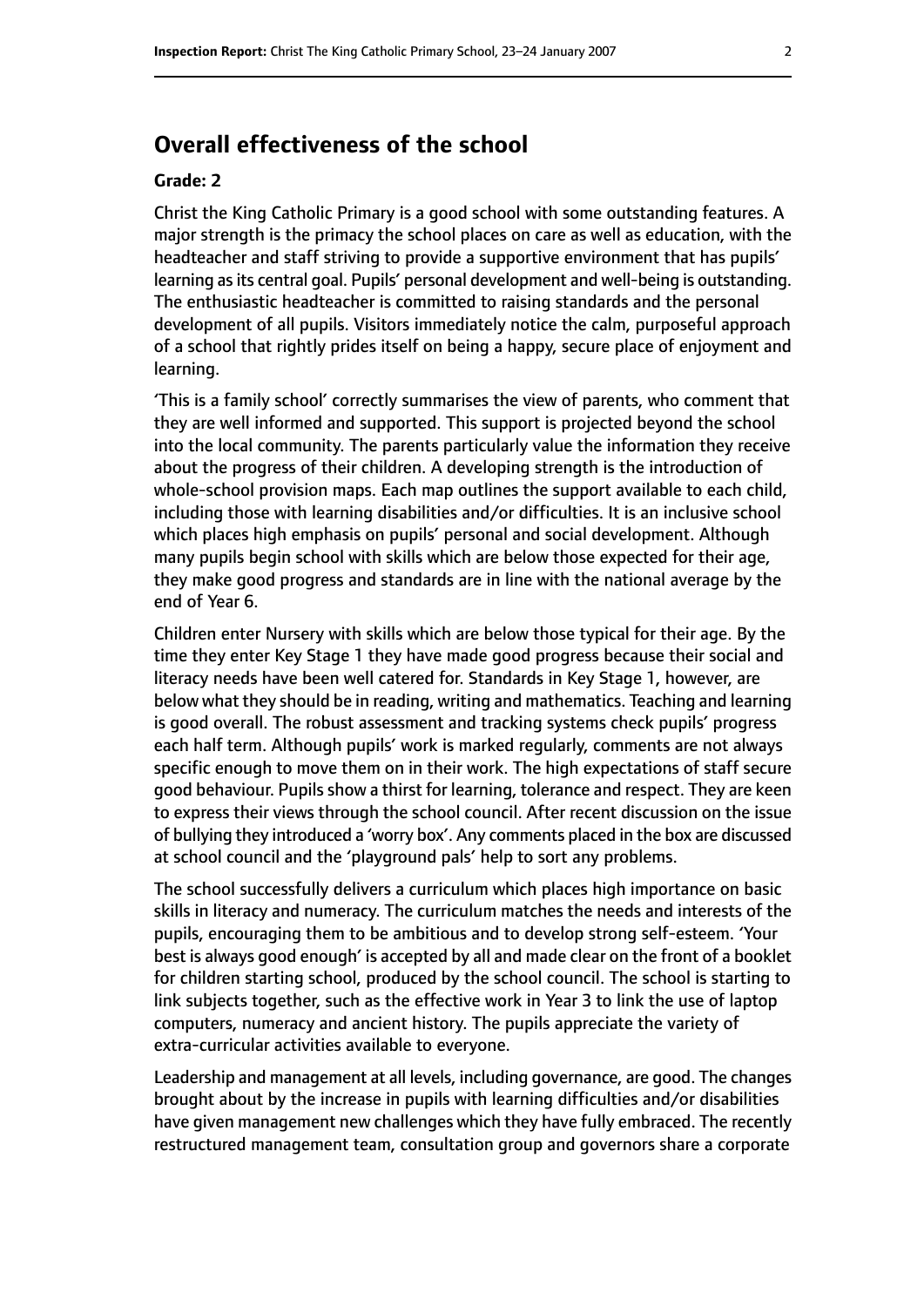## Overall effectiveness of the school

**Grade: 2**

Christ the King Catholic Primary is a good school with some outstanding features. A major strength is the primacy the school places on care as well as education, with the headteacher and staff striving to provide a supportive environment that has pupils' learning as its central goal. Pupils' personal development and well-being is outstanding. The enthusiastic headteacher is committed to raising standards and the personal development of all pupils. Visitors immediately notice the calm, purposeful approach of a school that rightly prides itself on being a happy, secure place of enjoyment and learning.

'This is a family school' correctly summarises the view of parents, who comment that they are well informed and supported. This support is projected beyond the school into the local community. The parents particularly value the information they receive about the progress of their children. A developing strength is the introduction of whole-school provision maps. Each map outlines the support available to each child, including those with learning disabilities and/or difficulties. It is an inclusive school which places high emphasis on pupils' personal and social development. Although many pupils begin school with skills which are below those expected for their age, they make good progress and standards are in line with the national average by the end of Year 6.

Children enter Nursery with skills which are below those typical for their age. By the time they enter Key Stage 1 they have made good progress because their social and literacy needs have been well catered for. Standards in Key Stage 1, however, are below what they should be in reading, writing and mathematics. Teaching and learning is good overall. The robust assessment and tracking systems check pupils' progress each half term. Although pupils' work is marked regularly, comments are not always specific enough to move them on in their work. The high expectations of staff secure good behaviour. Pupils show a thirst for learning, tolerance and respect. They are keen to express their views through the school council. After recent discussion on the issue of bullying they introduced a 'worry box'. Any comments placed in the box are discussed at school council and the 'playground pals' help to sort any problems.

The school successfully delivers a curriculum which places high importance on basic skills in literacy and numeracy. The curriculum matches the needs and interests of the pupils, encouraging them to be ambitious and to develop strong self-esteem. 'Your best is always good enough' is accepted by all and made clear on the front of a booklet for children starting school, produced by the school council. The school is starting to link subjects together, such as the effective work in Year 3 to link the use of laptop computers, numeracy and ancient history. The pupils appreciate the variety of extra-curricular activities available to everyone.

Leadership and management at all levels, including governance, are good. The changes brought about by the increase in pupils with learning difficulties and/or disabilities have given management new challenges which they have fully embraced. The recently restructured management team, consultation group and governors share a corporate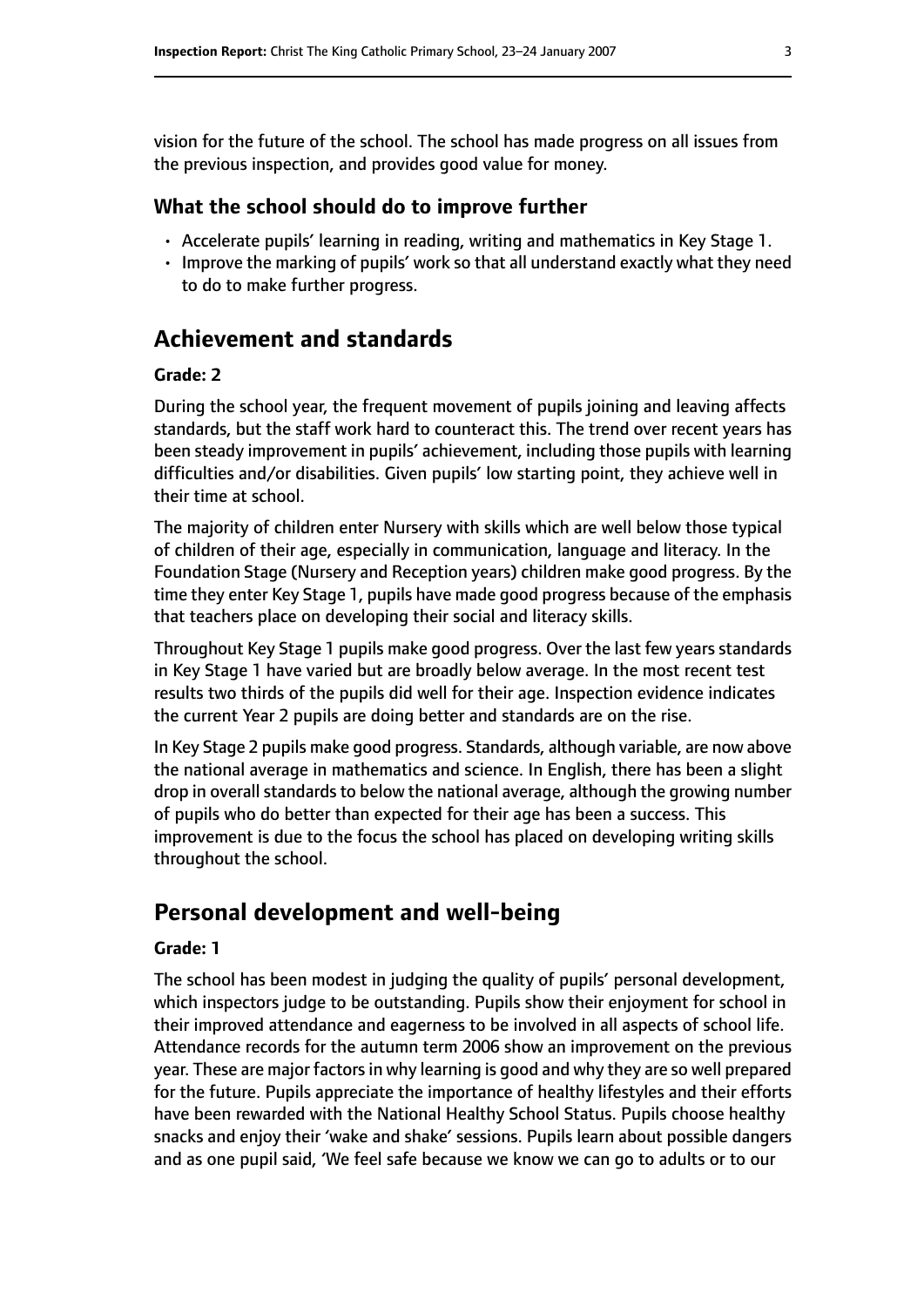vision for the future of the school. The school has made progress on all issues from the previous inspection, and provides good value for money.

### What the school should do to improve further

- Accelerate pupils' learning in reading, writing and mathematics in Key Stage 1.
- Improve the marking of pupils' work so that all understand exactly what they need to do to make further progress.

## Achievement and standards

**Grade: 2**

During the school year, the frequent movement of pupils joining and leaving affects standards, but the staff work hard to counteract this. The trend over recent years has been steady improvement in pupils' achievement, including those pupils with learning difficulties and/or disabilities. Given pupils' low starting point, they achieve well in their time at school.

The majority of children enter Nursery with skills which are well below those typical of children of their age, especially in communication, language and literacy. In the Foundation Stage (Nursery and Reception years) children make good progress. By the time they enter Key Stage 1, pupils have made good progress because of the emphasis that teachers place on developing their social and literacy skills.

Throughout Key Stage 1 pupils make good progress. Over the last few years standards in Key Stage 1 have varied but are broadly below average. In the most recent test results two thirds of the pupils did well for their age. Inspection evidence indicates the current Year 2 pupils are doing better and standards are on the rise.

In Key Stage 2 pupils make good progress. Standards, although variable, are now above the national average in mathematics and science. In English, there has been a slight drop in overall standards to below the national average, although the growing number of pupils who do better than expected for their age has been a success. This improvement is due to the focus the school has placed on developing writing skills throughout the school.

## Personal development and well-being

**Grade: 1**

The school has been modest in judging the quality of pupils' personal development, which inspectors judge to be outstanding. Pupils show their enjoyment for school in their improved attendance and eagerness to be involved in all aspects of school life. Attendance records for the autumn term 2006 show an improvement on the previous year. These are major factors in why learning is good and why they are so well prepared for the future. Pupils appreciate the importance of healthy lifestyles and their efforts have been rewarded with the National Healthy School Status. Pupils choose healthy snacks and enjoy their 'wake and shake' sessions. Pupils learn about possible dangers and as one pupil said, 'We feel safe because we know we can go to adults or to our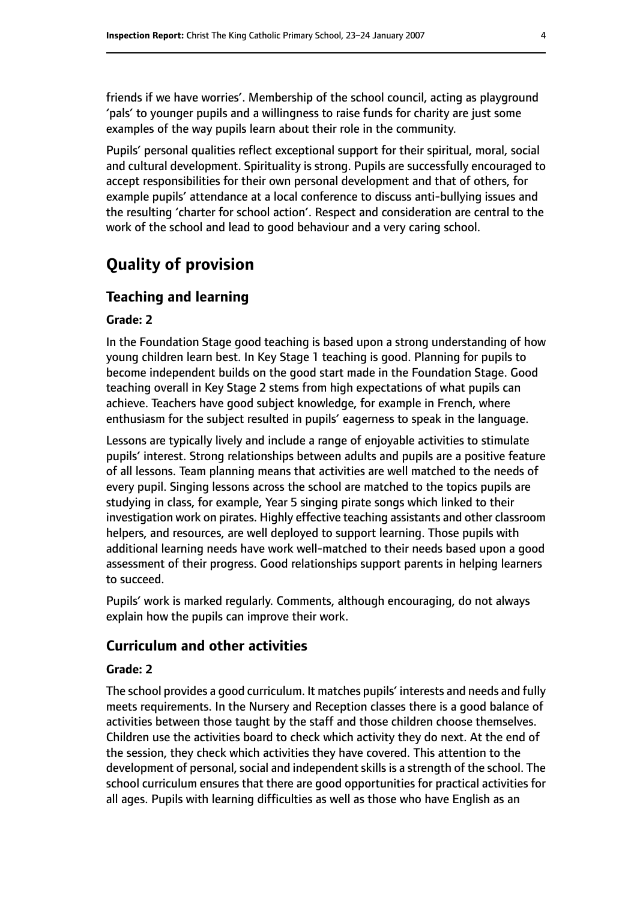friends if we have worries'. Membership of the school council, acting as playground 'pals' to younger pupils and a willingness to raise funds for charity are just some examples of the way pupils learn about their role in the community.

Pupils' personal qualities reflect exceptional support for their spiritual, moral, social and cultural development. Spirituality is strong. Pupils are successfully encouraged to accept responsibilities for their own personal development and that of others, for example pupils' attendance at a local conference to discuss anti-bullying issues and the resulting 'charter for school action'. Respect and consideration are central to the work of the school and lead to good behaviour and a very caring school.

# Quality of provision

## Teaching and learning

### Grade: 2

In the Foundation Stage good teaching is based upon a strong understanding of how young children learn best. In Key Stage 1 teaching is good. Planning for pupils to become independent builds on the good start made in the Foundation Stage. Good teaching overall in Key Stage 2 stems from high expectations of what pupils can achieve. Teachers have good subject knowledge, for example in French, where enthusiasm for the subject resulted in pupils' eagerness to speak in the language.

Lessons are typically lively and include a range of enjoyable activities to stimulate pupils' interest. Strong relationships between adults and pupils are a positive feature of all lessons. Team planning means that activities are well matched to the needs of every pupil. Singing lessons across the school are matched to the topics pupils are studying in class, for example, Year 5 singing pirate songs which linked to their investigation work on pirates. Highly effective teaching assistants and other classroom helpers, and resources, are well deployed to support learning. Those pupils with additional learning needs have work well-matched to their needs based upon a good assessment of their progress. Good relationships support parents in helping learners to succeed.

Pupils' work is marked regularly. Comments, although encouraging, do not always explain how the pupils can improve their work.

## Curriculum and other activities

### Grade: 2

The school provides a good curriculum. It matches pupils' interests and needs and fully meets requirements. In the Nursery and Reception classes there is a good balance of activities between those taught by the staff and those children choose themselves. Children use the activities board to check which activity they do next. At the end of the session, they check which activities they have covered. This attention to the development of personal, social and independent skills is a strength of the school. The school curriculum ensures that there are good opportunities for practical activities for all ages. Pupils with learning difficulties as well as those who have English as an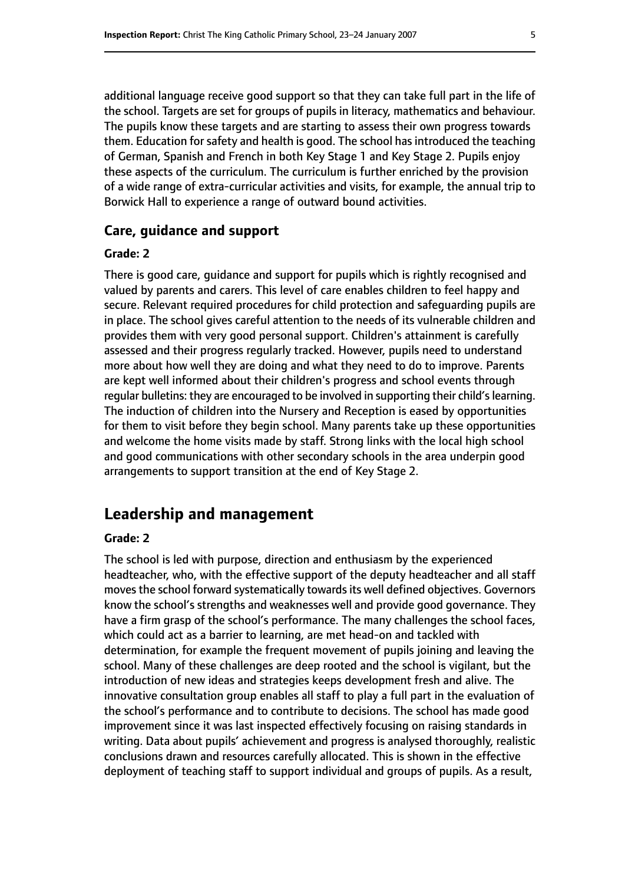additional language receive good support so that they can take full part in the life of the school. Targets are set for groups of pupils in literacy, mathematics and behaviour. The pupils know these targets and are starting to assess their own progress towards them. Education for safety and health is good. The school has introduced the teaching of German, Spanish and French in both Key Stage 1 and Key Stage 2. Pupils enjoy these aspects of the curriculum. The curriculum is further enriched by the provision of a wide range of extra-curricular activities and visits, for example, the annual trip to Borwick Hall to experience a range of outward bound activities.

### Care, guidance and support

#### Grade: 2

There is good care, guidance and support for pupils which is rightly recognised and valued by parents and carers. This level of care enables children to feel happy and secure. Relevant required procedures for child protection and safeguarding pupils are in place. The school gives careful attention to the needs of its vulnerable children and provides them with very good personal support. Children's attainment is carefully assessed and their progress regularly tracked. However, pupils need to understand more about how well they are doing and what they need to do to improve. Parents are kept well informed about their children's progress and school events through regular bulletins: they are encouraged to be involved in supporting their child's learning. The induction of children into the Nursery and Reception is eased by opportunities for them to visit before they begin school. Many parents take up these opportunities and welcome the home visits made by staff. Strong links with the local high school and good communications with other secondary schools in the area underpin good arrangements to support transition at the end of Key Stage 2.

## Leadership and management

#### Grade: 2

The school is led with purpose, direction and enthusiasm by the experienced headteacher, who, with the effective support of the deputy headteacher and all staff moves the school forward systematically towards its well defined objectives. Governors know the school's strengths and weaknesses well and provide good governance. They have a firm grasp of the school's performance. The many challenges the school faces, which could act as a barrier to learning, are met head-on and tackled with determination, for example the frequent movement of pupils joining and leaving the school. Many of these challenges are deep rooted and the school is vigilant, but the introduction of new ideas and strategies keeps development fresh and alive. The innovative consultation group enables all staff to play a full part in the evaluation of the school's performance and to contribute to decisions. The school has made good improvement since it was last inspected effectively focusing on raising standards in writing. Data about pupils' achievement and progress is analysed thoroughly, realistic conclusions drawn and resources carefully allocated. This is shown in the effective deployment of teaching staff to support individual and groups of pupils. As a result,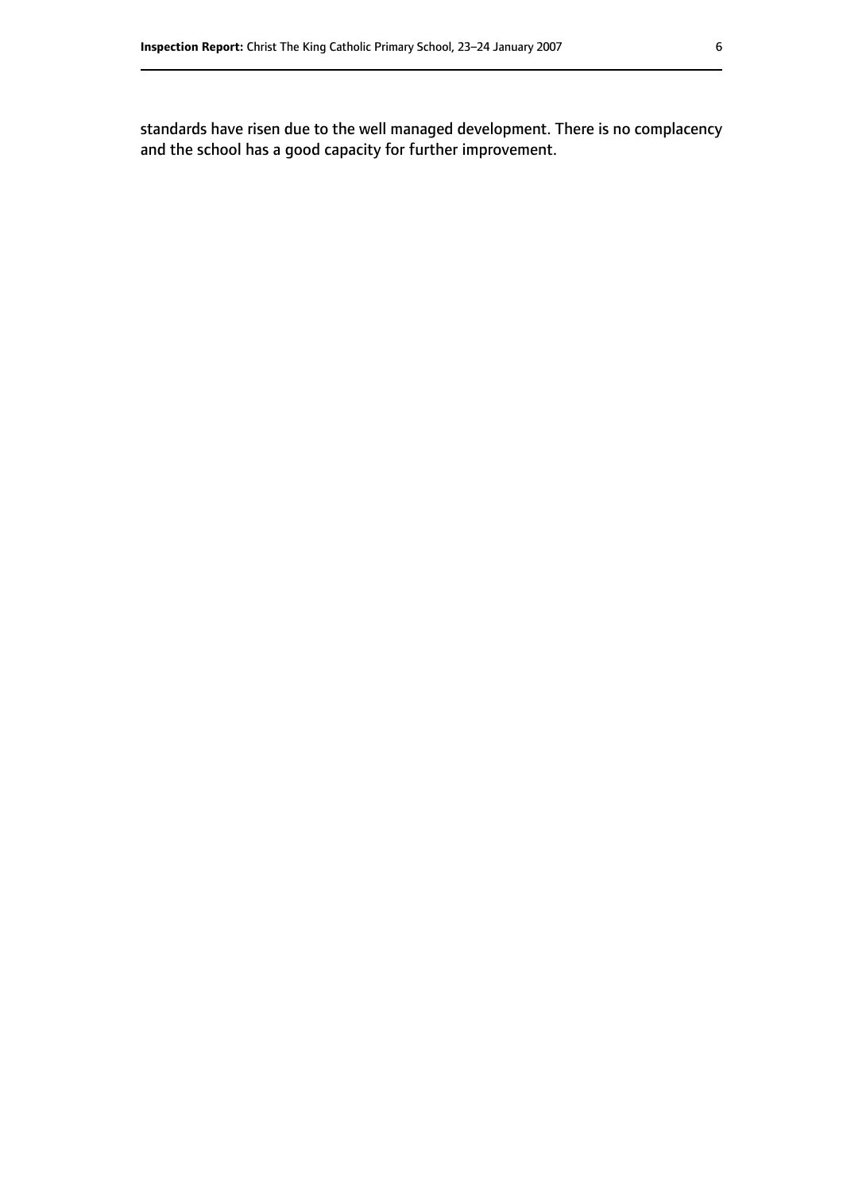standards have risen due to the well managed development. There is no complacency and the school has a good capacity for further improvement.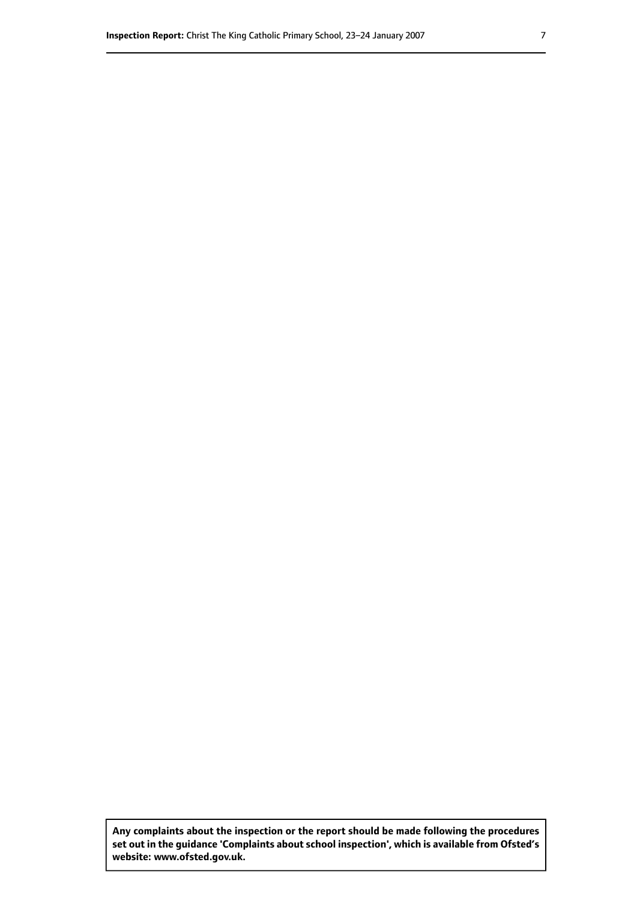**Any complaints about the inspection or the report should be made following the procedures set out in the guidance 'Complaints about school inspection', which is available from Ofsted's website: www.ofsted.gov.uk.**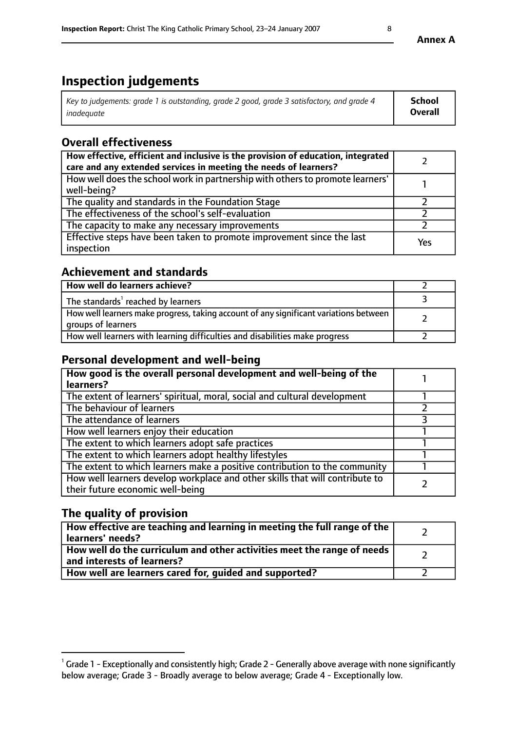**Annex A**

# Inspection judgements

| *Key to judgements: grade 1 is outstanding, grade 2 good, grade 3 satisfactory, and grade 4 inadequate* | **School Overall** |
|---|---|

## Overall effectiveness

| | |
|---|---|
| **How effective, efficient and inclusive is the provision of education, integrated care and any extended services in meeting the needs of learners?** | 2 |
| How well does the school work in partnership with others to promote learners' well-being? | 1 |
| The quality and standards in the Foundation Stage | 2 |
| The effectiveness of the school's self-evaluation | 2 |
| The capacity to make any necessary improvements | 2 |
| Effective steps have been taken to promote improvement since the last inspection | Yes |

## Achievement and standards

| | |
|---|---|
| **How well do learners achieve?** | 2 |
| The standards[1] reached by learners | 3 |
| How well learners make progress, taking account of any significant variations between groups of learners | 2 |
| How well learners with learning difficulties and disabilities make progress | 2 |

## Personal development and well-being

| | |
|---|---|
| **How good is the overall personal development and well-being of the learners?** | 1 |
| The extent of learners' spiritual, moral, social and cultural development | 1 |
| The behaviour of learners | 2 |
| The attendance of learners | 3 |
| How well learners enjoy their education | 1 |
| The extent to which learners adopt safe practices | 1 |
| The extent to which learners adopt healthy lifestyles | 1 |
| The extent to which learners make a positive contribution to the community | 1 |
| How well learners develop workplace and other skills that will contribute to their future economic well-being | 2 |

## The quality of provision

| | |
|---|---|
| **How effective are teaching and learning in meeting the full range of the learners' needs?** | 2 |
| **How well do the curriculum and other activities meet the range of needs and interests of learners?** | 2 |
| **How well are learners cared for, guided and supported?** | 2 |

[1] Grade 1 - Exceptionally and consistently high; Grade 2 - Generally above average with none significantly below average; Grade 3 - Broadly average to below average; Grade 4 - Exceptionally low.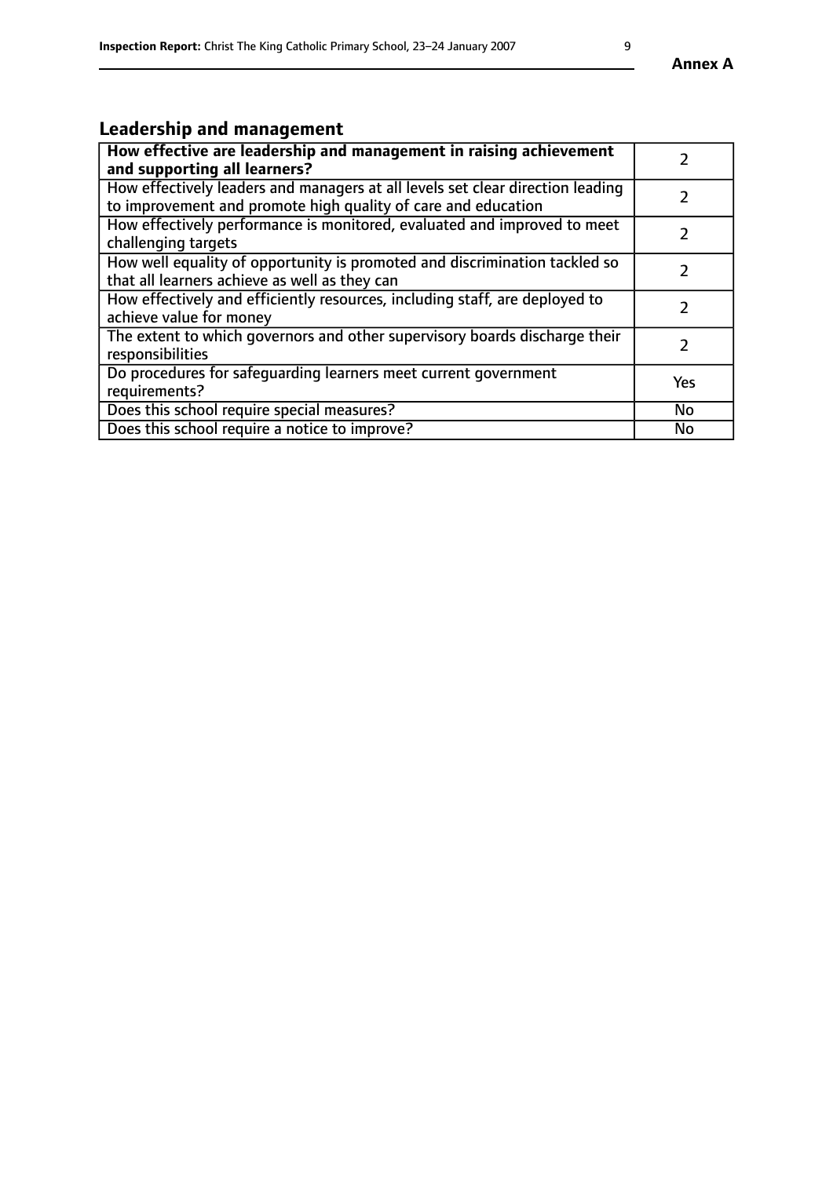## Leadership and management

| **How effective are leadership and management in raising achievement and supporting all learners?** | 2 |
|---|---|
| How effectively leaders and managers at all levels set clear direction leading to improvement and promote high quality of care and education | 2 |
| How effectively performance is monitored, evaluated and improved to meet challenging targets | 2 |
| How well equality of opportunity is promoted and discrimination tackled so that all learners achieve as well as they can | 2 |
| How effectively and efficiently resources, including staff, are deployed to achieve value for money | 2 |
| The extent to which governors and other supervisory boards discharge their responsibilities | 2 |
| Do procedures for safeguarding learners meet current government requirements? | Yes |
| Does this school require special measures? | No |
| Does this school require a notice to improve? | No |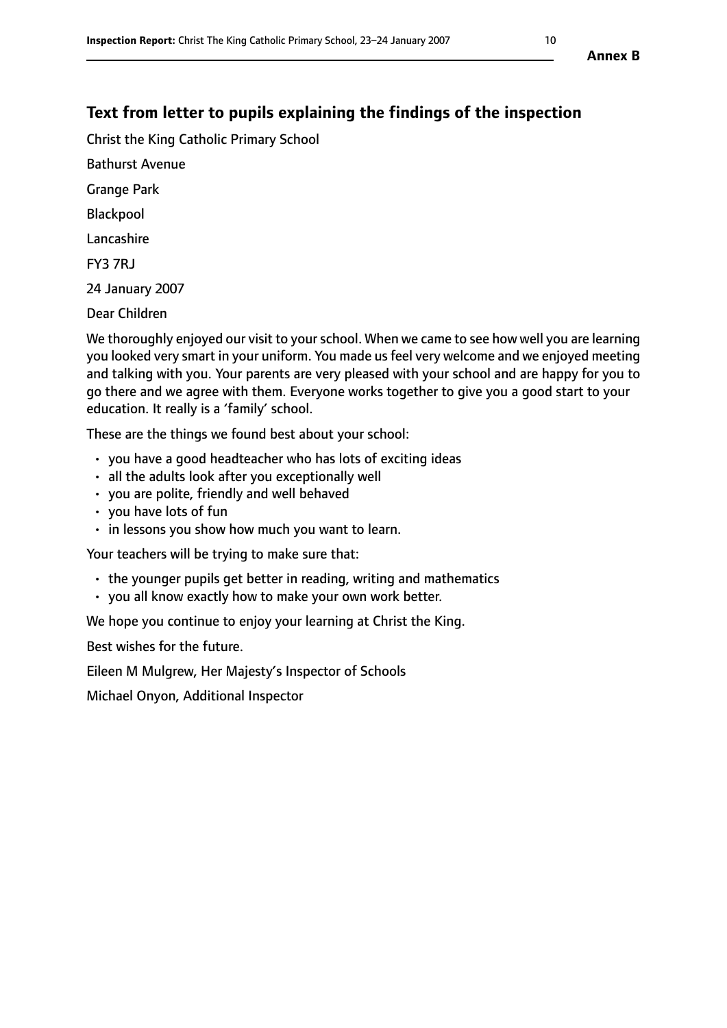## Text from letter to pupils explaining the findings of the inspection

Christ the King Catholic Primary School

Bathurst Avenue

Grange Park

Blackpool

Lancashire

FY3 7RJ

24 January 2007

Dear Children

We thoroughly enjoyed our visit to your school. When we came to see how well you are learning you looked very smart in your uniform. You made us feel very welcome and we enjoyed meeting and talking with you. Your parents are very pleased with your school and are happy for you to go there and we agree with them. Everyone works together to give you a good start to your education. It really is a 'family' school.

These are the things we found best about your school:

- you have a good headteacher who has lots of exciting ideas
- all the adults look after you exceptionally well
- you are polite, friendly and well behaved
- you have lots of fun
- in lessons you show how much you want to learn.

Your teachers will be trying to make sure that:

- the younger pupils get better in reading, writing and mathematics
- you all know exactly how to make your own work better.

We hope you continue to enjoy your learning at Christ the King.

Best wishes for the future.

Eileen M Mulgrew, Her Majesty's Inspector of Schools

Michael Onyon, Additional Inspector